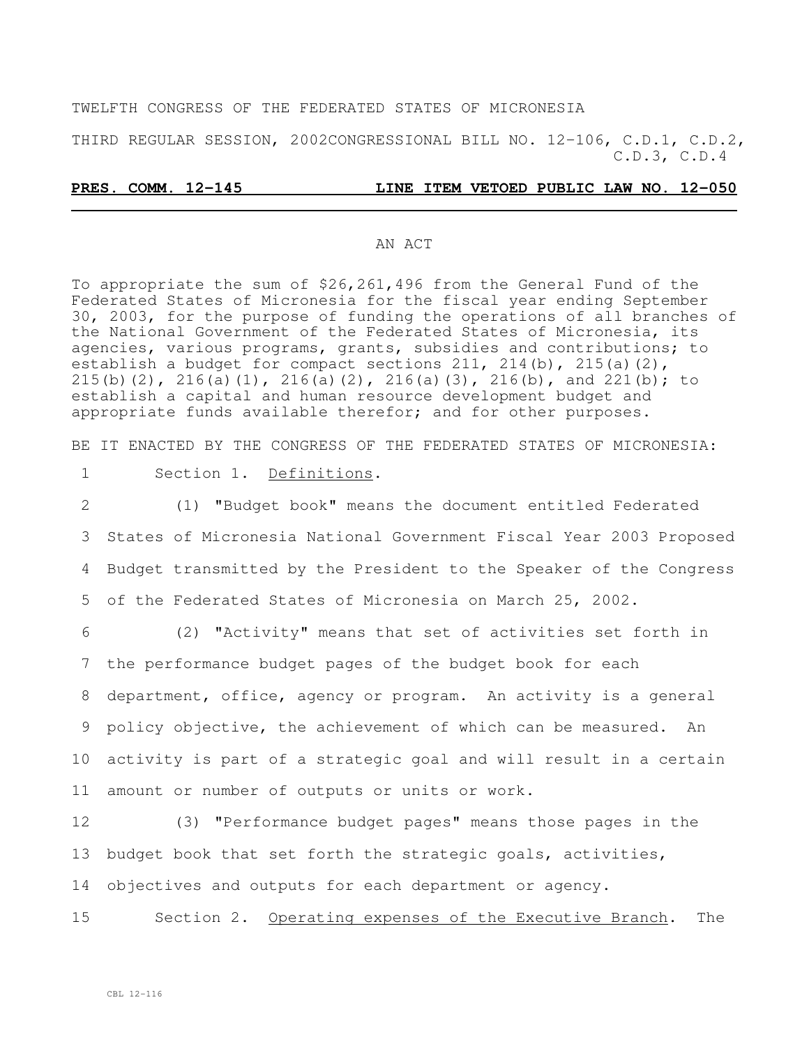TWELFTH CONGRESS OF THE FEDERATED STATES OF MICRONESIA

THIRD REGULAR SESSION, 2002CONGRESSIONAL BILL NO. 12-106, C.D.1, C.D.2, C.D.3, C.D.4

**PRES. COMM. 12-145 LINE ITEM VETOED PUBLIC LAW NO. 12-050**

AN ACT

To appropriate the sum of $26,261,496 from the General Fund of the Federated States of Micronesia for the fiscal year ending September 30, 2003, for the purpose of funding the operations of all branches of the National Government of the Federated States of Micronesia, its agencies, various programs, grants, subsidies and contributions; to establish a budget for compact sections 211, 214(b), 215(a)(2), 215(b)(2), 216(a)(1), 216(a)(2), 216(a)(3), 216(b), and 221(b); to establish a capital and human resource development budget and appropriate funds available therefor; and for other purposes.

BE IT ENACTED BY THE CONGRESS OF THE FEDERATED STATES OF MICRONESIA:

1 Section 1. Definitions.

2 (1) "Budget book" means the document entitled Federated
3 States of Micronesia National Government Fiscal Year 2003 Proposed
4 Budget transmitted by the President to the Speaker of the Congress
5 of the Federated States of Micronesia on March 25, 2002.

6 (2) "Activity" means that set of activities set forth in
7 the performance budget pages of the budget book for each
8 department, office, agency or program. An activity is a general
9 policy objective, the achievement of which can be measured. An
10 activity is part of a strategic goal and will result in a certain
11 amount or number of outputs or units or work.

12 (3) "Performance budget pages" means those pages in the
13 budget book that set forth the strategic goals, activities,
14 objectives and outputs for each department or agency.

15 Section 2. Operating expenses of the Executive Branch. The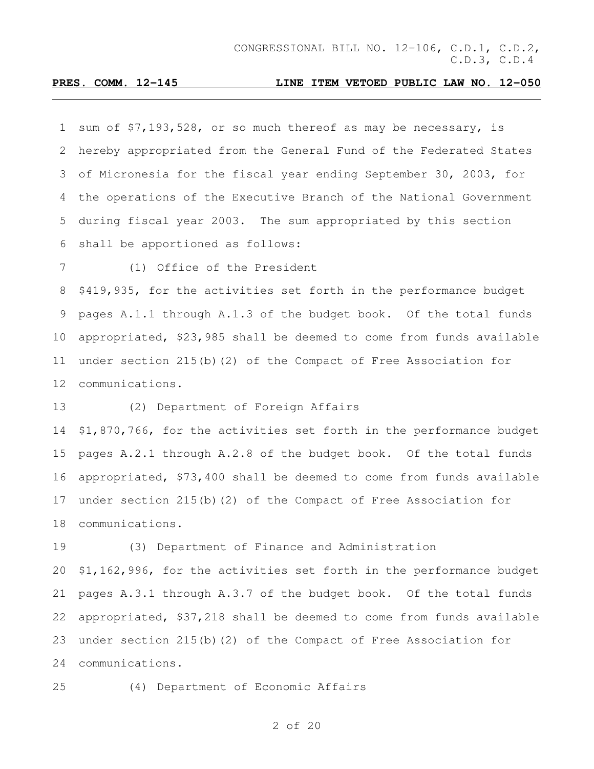sum of $7,193,528, or so much thereof as may be necessary, is hereby appropriated from the General Fund of the Federated States of Micronesia for the fiscal year ending September 30, 2003, for the operations of the Executive Branch of the National Government during fiscal year 2003. The sum appropriated by this section shall be apportioned as follows:

(1) Office of the President

$419,935, for the activities set forth in the performance budget pages A.1.1 through A.1.3 of the budget book. Of the total funds appropriated, $23,985 shall be deemed to come from funds available under section 215(b)(2) of the Compact of Free Association for communications.

(2) Department of Foreign Affairs

$1,870,766, for the activities set forth in the performance budget pages A.2.1 through A.2.8 of the budget book. Of the total funds appropriated, $73,400 shall be deemed to come from funds available under section 215(b)(2) of the Compact of Free Association for communications.

(3) Department of Finance and Administration

$1,162,996, for the activities set forth in the performance budget pages A.3.1 through A.3.7 of the budget book. Of the total funds appropriated, $37,218 shall be deemed to come from funds available under section 215(b)(2) of the Compact of Free Association for communications.

(4) Department of Economic Affairs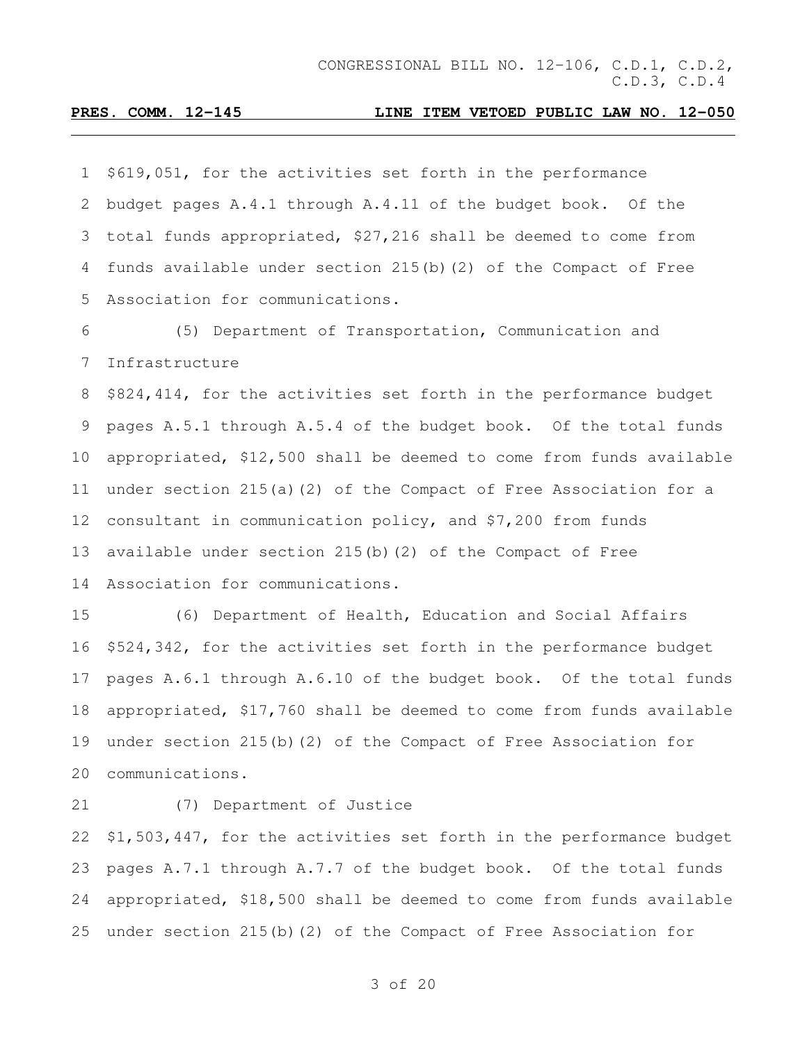$619,051, for the activities set forth in the performance budget pages A.4.1 through A.4.11 of the budget book. Of the total funds appropriated, $27,216 shall be deemed to come from funds available under section 215(b)(2) of the Compact of Free Association for communications.

(5) Department of Transportation, Communication and Infrastructure

$824,414, for the activities set forth in the performance budget pages A.5.1 through A.5.4 of the budget book. Of the total funds appropriated, $12,500 shall be deemed to come from funds available under section 215(a)(2) of the Compact of Free Association for a consultant in communication policy, and $7,200 from funds available under section 215(b)(2) of the Compact of Free Association for communications.

(6) Department of Health, Education and Social Affairs

$524,342, for the activities set forth in the performance budget pages A.6.1 through A.6.10 of the budget book. Of the total funds appropriated, $17,760 shall be deemed to come from funds available under section 215(b)(2) of the Compact of Free Association for communications.

(7) Department of Justice

$1,503,447, for the activities set forth in the performance budget pages A.7.1 through A.7.7 of the budget book. Of the total funds appropriated, $18,500 shall be deemed to come from funds available under section 215(b)(2) of the Compact of Free Association for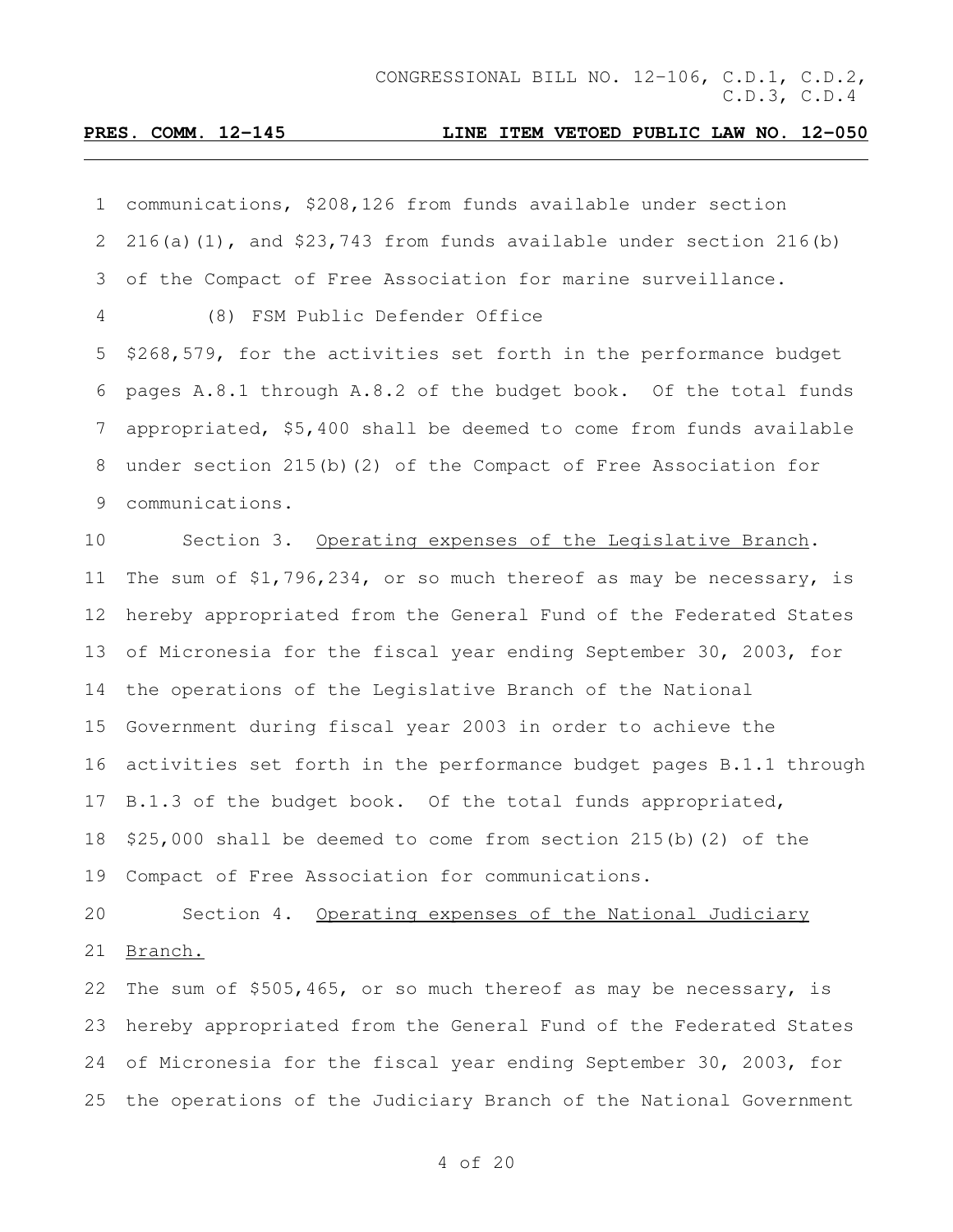communications, $208,126 from funds available under section 216(a)(1), and $23,743 from funds available under section 216(b) of the Compact of Free Association for marine surveillance.

(8) FSM Public Defender Office

$268,579, for the activities set forth in the performance budget pages A.8.1 through A.8.2 of the budget book. Of the total funds appropriated, $5,400 shall be deemed to come from funds available under section 215(b)(2) of the Compact of Free Association for communications.

Section 3. <u>Operating expenses of the Legislative Branch</u>. The sum of $1,796,234, or so much thereof as may be necessary, is hereby appropriated from the General Fund of the Federated States of Micronesia for the fiscal year ending September 30, 2003, for the operations of the Legislative Branch of the National Government during fiscal year 2003 in order to achieve the activities set forth in the performance budget pages B.1.1 through B.1.3 of the budget book. Of the total funds appropriated, $25,000 shall be deemed to come from section 215(b)(2) of the Compact of Free Association for communications.

Section 4. <u>Operating expenses of the National Judiciary Branch.</u>

The sum of $505,465, or so much thereof as may be necessary, is hereby appropriated from the General Fund of the Federated States of Micronesia for the fiscal year ending September 30, 2003, for the operations of the Judiciary Branch of the National Government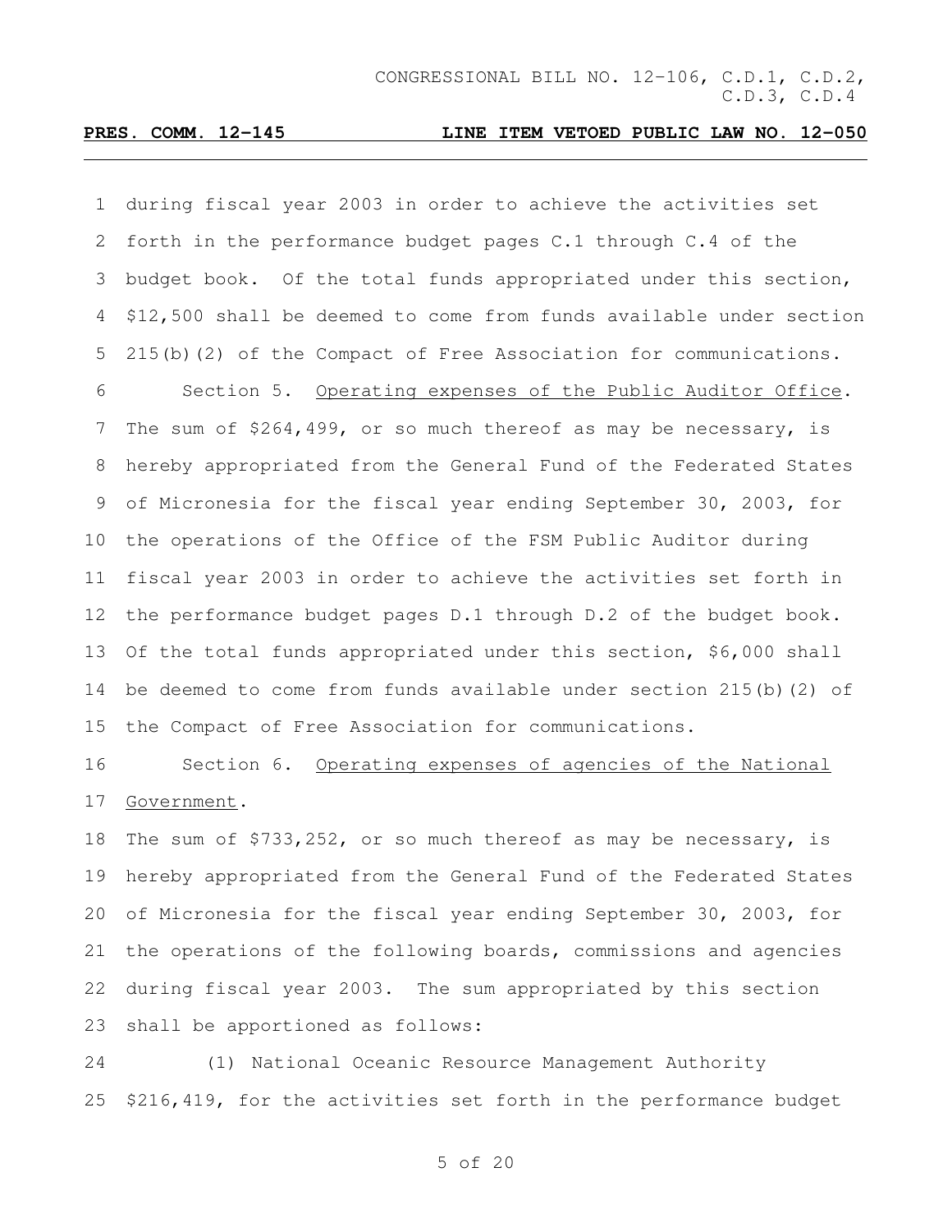during fiscal year 2003 in order to achieve the activities set forth in the performance budget pages C.1 through C.4 of the budget book. Of the total funds appropriated under this section, $12,500 shall be deemed to come from funds available under section 215(b)(2) of the Compact of Free Association for communications.

Section 5. Operating expenses of the Public Auditor Office. The sum of $264,499, or so much thereof as may be necessary, is hereby appropriated from the General Fund of the Federated States of Micronesia for the fiscal year ending September 30, 2003, for the operations of the Office of the FSM Public Auditor during fiscal year 2003 in order to achieve the activities set forth in the performance budget pages D.1 through D.2 of the budget book. Of the total funds appropriated under this section, $6,000 shall be deemed to come from funds available under section 215(b)(2) of the Compact of Free Association for communications.

Section 6. Operating expenses of agencies of the National Government.

The sum of $733,252, or so much thereof as may be necessary, is hereby appropriated from the General Fund of the Federated States of Micronesia for the fiscal year ending September 30, 2003, for the operations of the following boards, commissions and agencies during fiscal year 2003. The sum appropriated by this section shall be apportioned as follows:

(1) National Oceanic Resource Management Authority $216,419, for the activities set forth in the performance budget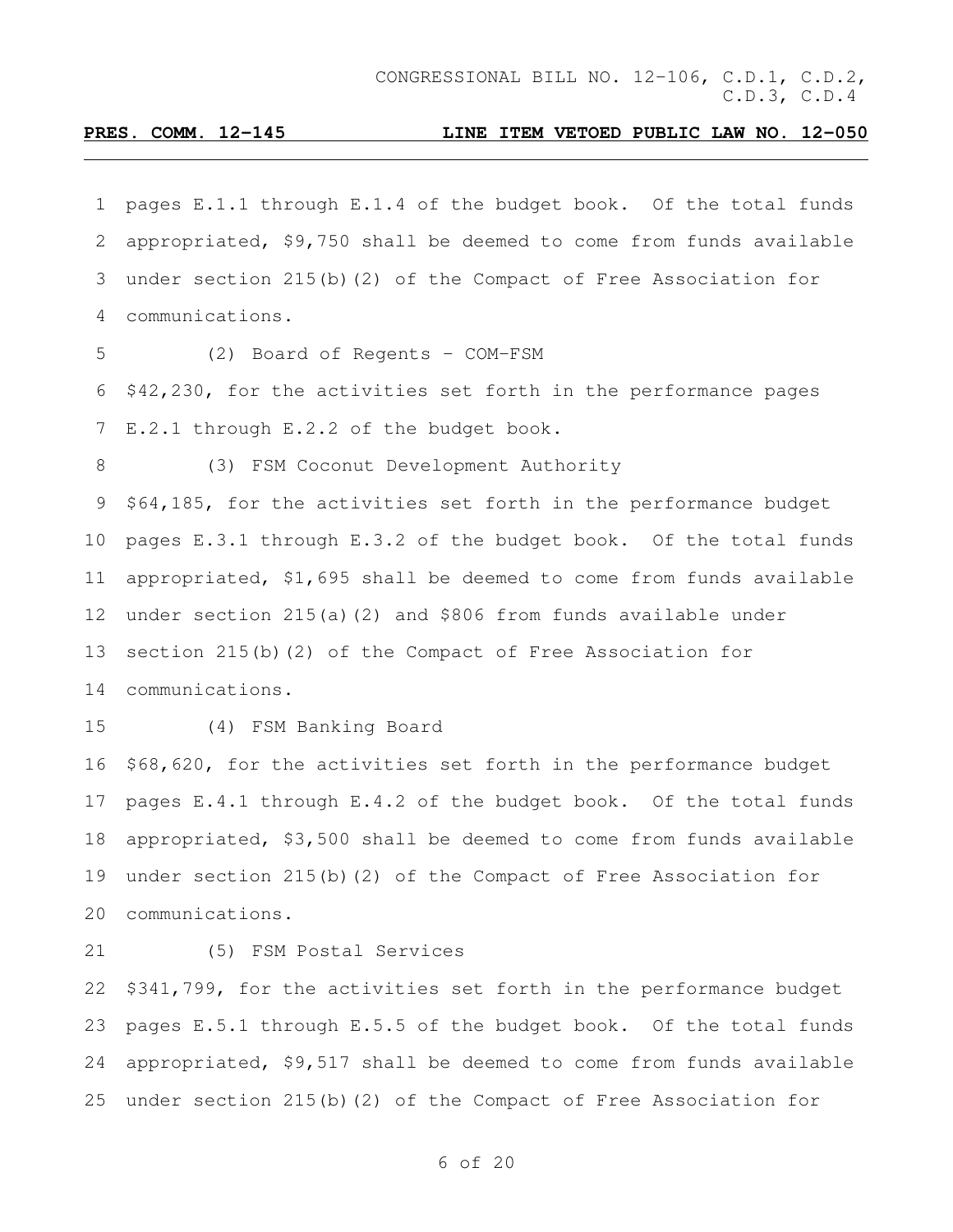pages E.1.1 through E.1.4 of the budget book. Of the total funds appropriated, $9,750 shall be deemed to come from funds available under section 215(b)(2) of the Compact of Free Association for communications.

(2) Board of Regents – COM-FSM

$42,230, for the activities set forth in the performance pages E.2.1 through E.2.2 of the budget book.

(3) FSM Coconut Development Authority

$64,185, for the activities set forth in the performance budget pages E.3.1 through E.3.2 of the budget book. Of the total funds appropriated, $1,695 shall be deemed to come from funds available under section 215(a)(2) and $806 from funds available under section 215(b)(2) of the Compact of Free Association for communications.

(4) FSM Banking Board

$68,620, for the activities set forth in the performance budget pages E.4.1 through E.4.2 of the budget book. Of the total funds appropriated, $3,500 shall be deemed to come from funds available under section 215(b)(2) of the Compact of Free Association for communications.

(5) FSM Postal Services

$341,799, for the activities set forth in the performance budget pages E.5.1 through E.5.5 of the budget book. Of the total funds appropriated, $9,517 shall be deemed to come from funds available under section 215(b)(2) of the Compact of Free Association for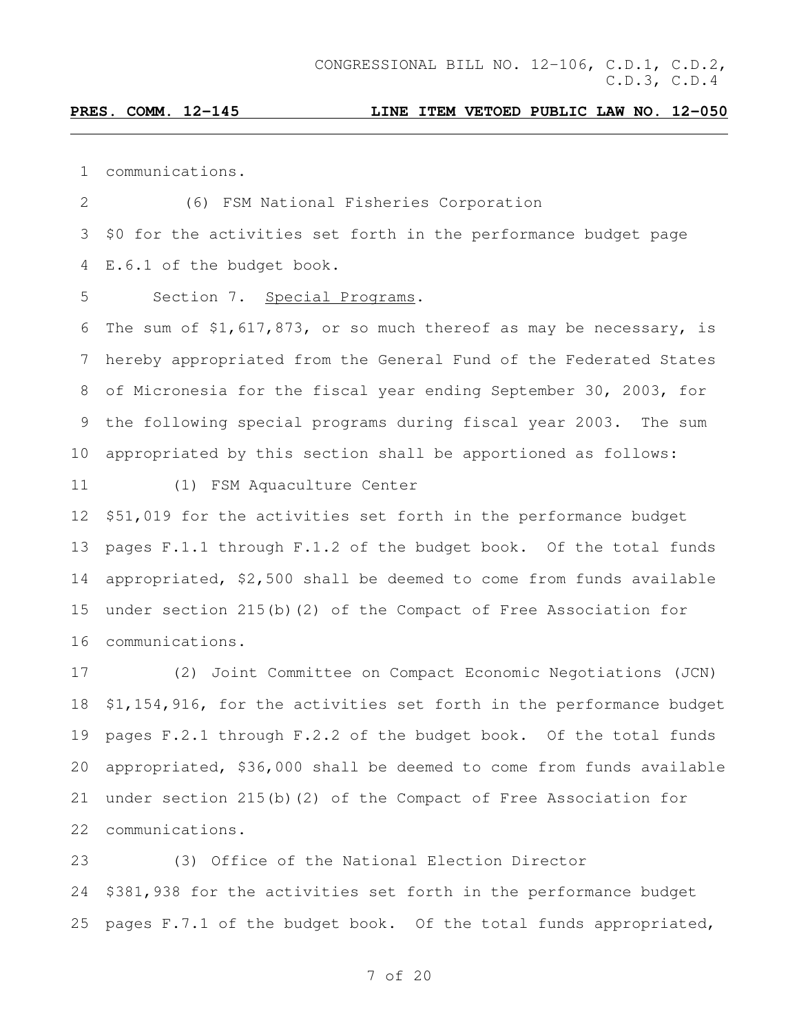communications.

(6) FSM National Fisheries Corporation
$0 for the activities set forth in the performance budget page E.6.1 of the budget book.

Section 7. Special Programs.
The sum of $1,617,873, or so much thereof as may be necessary, is hereby appropriated from the General Fund of the Federated States of Micronesia for the fiscal year ending September 30, 2003, for the following special programs during fiscal year 2003. The sum appropriated by this section shall be apportioned as follows:

(1) FSM Aquaculture Center
$51,019 for the activities set forth in the performance budget pages F.1.1 through F.1.2 of the budget book. Of the total funds appropriated, $2,500 shall be deemed to come from funds available under section 215(b)(2) of the Compact of Free Association for communications.

(2) Joint Committee on Compact Economic Negotiations (JCN)
$1,154,916, for the activities set forth in the performance budget pages F.2.1 through F.2.2 of the budget book. Of the total funds appropriated, $36,000 shall be deemed to come from funds available under section 215(b)(2) of the Compact of Free Association for communications.

(3) Office of the National Election Director
$381,938 for the activities set forth in the performance budget pages F.7.1 of the budget book. Of the total funds appropriated,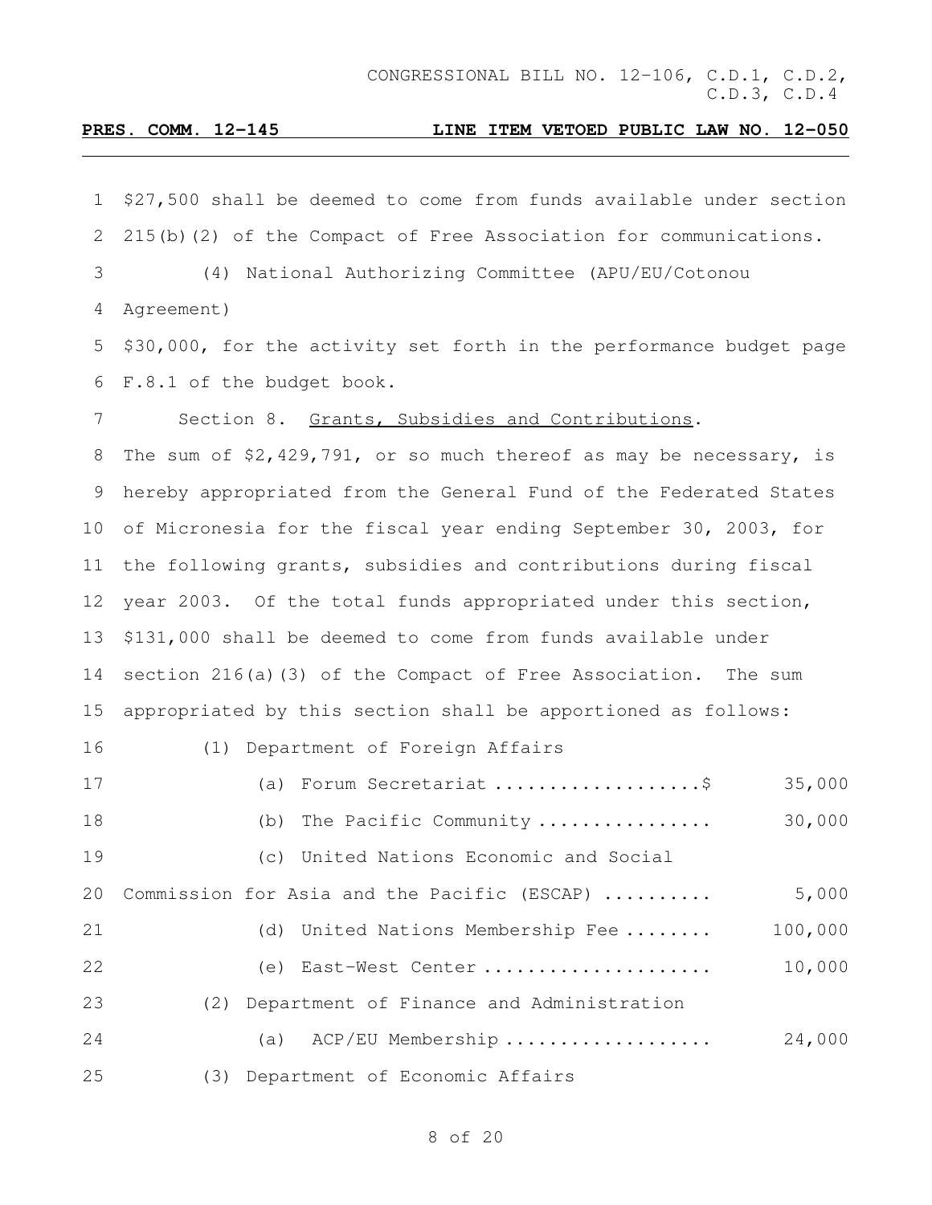$27,500 shall be deemed to come from funds available under section 215(b)(2) of the Compact of Free Association for communications.

(4) National Authorizing Committee (APU/EU/Cotonou Agreement)

$30,000, for the activity set forth in the performance budget page F.8.1 of the budget book.

Section 8. Grants, Subsidies and Contributions.

The sum of $2,429,791, or so much thereof as may be necessary, is hereby appropriated from the General Fund of the Federated States of Micronesia for the fiscal year ending September 30, 2003, for the following grants, subsidies and contributions during fiscal year 2003. Of the total funds appropriated under this section, $131,000 shall be deemed to come from funds available under section 216(a)(3) of the Compact of Free Association. The sum appropriated by this section shall be apportioned as follows:

(1) Department of Foreign Affairs

| | |
|---|---|
| (a) Forum Secretariat ..................$ | 35,000 |
| (b) The Pacific Community ................ | 30,000 |
| (c) United Nations Economic and Social Commission for Asia and the Pacific (ESCAP) .......... | 5,000 |
| (d) United Nations Membership Fee ........ | 100,000 |
| (e) East-West Center ..................... | 10,000 |

(2) Department of Finance and Administration

| | |
|---|---|
| (a) ACP/EU Membership .................. | 24,000 |

(3) Department of Economic Affairs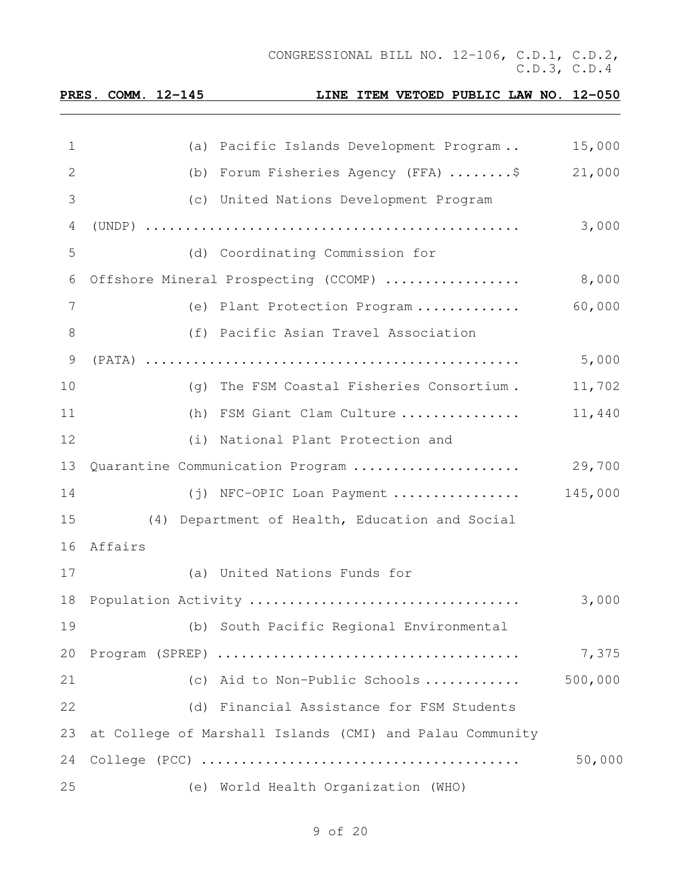(a) Pacific Islands Development Program .. 15,000

(b) Forum Fisheries Agency (FFA) ........$ 21,000

(c) United Nations Development Program (UNDP) ............................................... 3,000

(d) Coordinating Commission for Offshore Mineral Prospecting (CCOMP) ................. 8,000

(e) Plant Protection Program ............. 60,000

(f) Pacific Asian Travel Association (PATA) ............................................... 5,000

(g) The FSM Coastal Fisheries Consortium . 11,702

(h) FSM Giant Clam Culture ............... 11,440

(i) National Plant Protection and Quarantine Communication Program ..................... 29,700

(j) NFC-OPIC Loan Payment ................ 145,000

(4) Department of Health, Education and Social Affairs

(a) United Nations Funds for Population Activity ................................. 3,000

(b) South Pacific Regional Environmental Program (SPREP) ..................................... 7,375

(c) Aid to Non-Public Schools ............ 500,000

(d) Financial Assistance for FSM Students at College of Marshall Islands (CMI) and Palau Community College (PCC) ....................................... 50,000

(e) World Health Organization (WHO)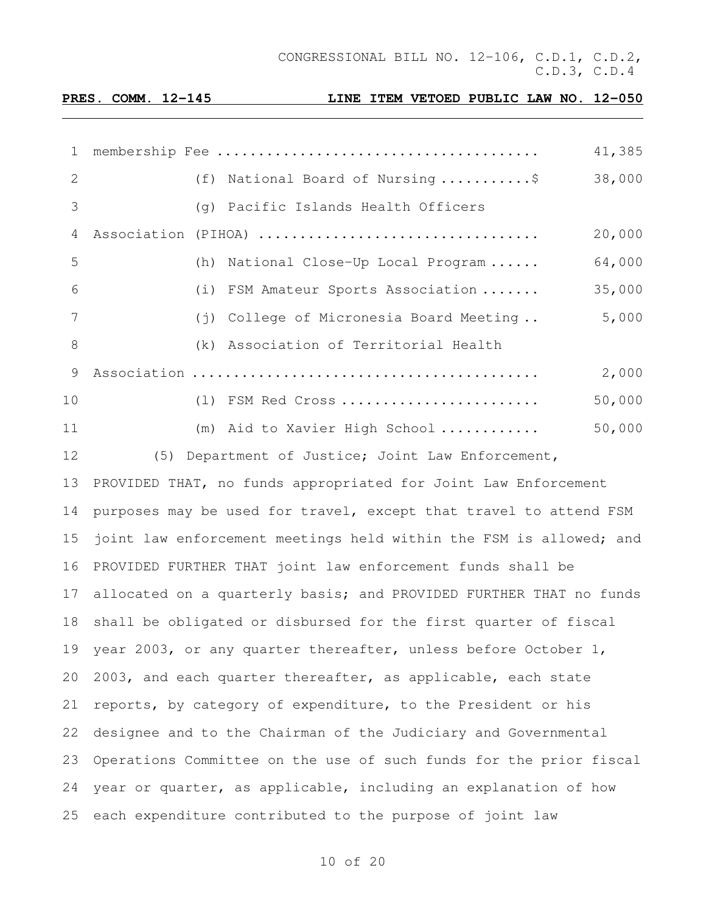CONGRESSIONAL BILL NO. 12-106, C.D.1, C.D.2, C.D.3, C.D.4

**PRES. COMM. 12-145 LINE ITEM VETOED PUBLIC LAW NO. 12-050**

membership Fee .................................... 41,385

(f) National Board of Nursing ..........$ 38,000

(g) Pacific Islands Health Officers Association (PIHOA) ................................ 20,000

(h) National Close-Up Local Program ...... 64,000

(i) FSM Amateur Sports Association ....... 35,000

(j) College of Micronesia Board Meeting .. 5,000

(k) Association of Territorial Health Association ........................................ 2,000

(l) FSM Red Cross ....................... 50,000

(m) Aid to Xavier High School ........... 50,000

(5) Department of Justice; Joint Law Enforcement, PROVIDED THAT, no funds appropriated for Joint Law Enforcement purposes may be used for travel, except that travel to attend FSM joint law enforcement meetings held within the FSM is allowed; and PROVIDED FURTHER THAT joint law enforcement funds shall be allocated on a quarterly basis; and PROVIDED FURTHER THAT no funds shall be obligated or disbursed for the first quarter of fiscal year 2003, or any quarter thereafter, unless before October 1, 2003, and each quarter thereafter, as applicable, each state reports, by category of expenditure, to the President or his designee and to the Chairman of the Judiciary and Governmental Operations Committee on the use of such funds for the prior fiscal year or quarter, as applicable, including an explanation of how each expenditure contributed to the purpose of joint law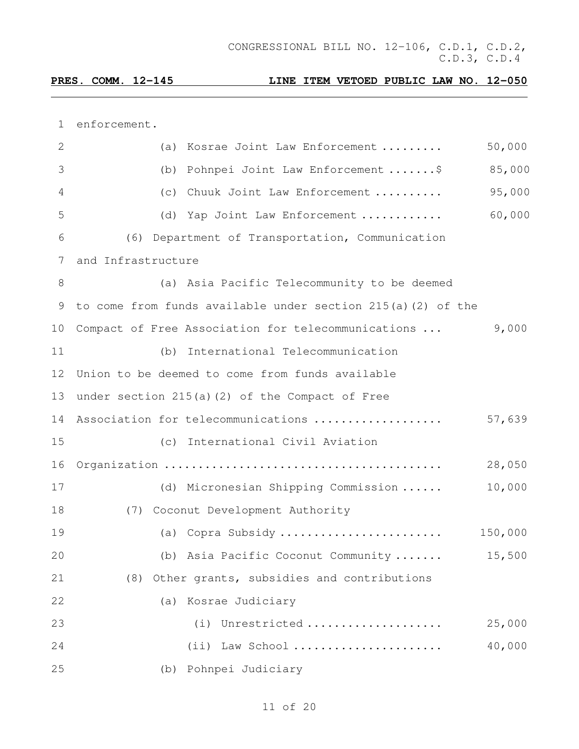enforcement.

(a) Kosrae Joint Law Enforcement ......... 50,000

(b) Pohnpei Joint Law Enforcement .......$ 85,000

(c) Chuuk Joint Law Enforcement .......... 95,000

(d) Yap Joint Law Enforcement ............ 60,000

(6) Department of Transportation, Communication and Infrastructure

(a) Asia Pacific Telecommunity to be deemed to come from funds available under section 215(a)(2) of the Compact of Free Association for telecommunications ... 9,000

(b) International Telecommunication Union to be deemed to come from funds available under section 215(a)(2) of the Compact of Free Association for telecommunications .................. 57,639

(c) International Civil Aviation Organization ........................................ 28,050

(d) Micronesian Shipping Commission ...... 10,000

(7) Coconut Development Authority

(a) Copra Subsidy ....................... 150,000

(b) Asia Pacific Coconut Community ....... 15,500

(8) Other grants, subsidies and contributions

(a) Kosrae Judiciary

(i) Unrestricted ................... 25,000

(ii) Law School ..................... 40,000

(b) Pohnpei Judiciary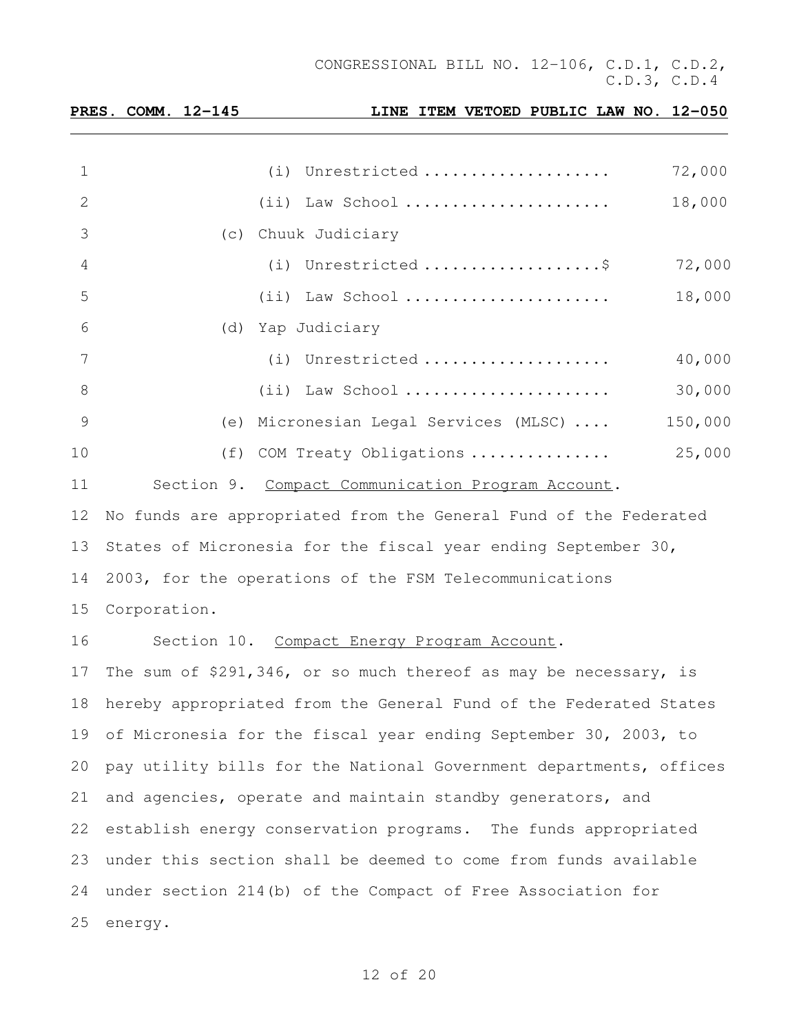(i) Unrestricted .................... 72,000

(ii) Law School ...................... 18,000

(c) Chuuk Judiciary

(i) Unrestricted ...................$ 72,000

(ii) Law School ...................... 18,000

(d) Yap Judiciary

(i) Unrestricted .................... 40,000

(ii) Law School ...................... 30,000

(e) Micronesian Legal Services (MLSC) .... 150,000

(f) COM Treaty Obligations ............... 25,000

Section 9. Compact Communication Program Account. No funds are appropriated from the General Fund of the Federated States of Micronesia for the fiscal year ending September 30, 2003, for the operations of the FSM Telecommunications Corporation.

Section 10. Compact Energy Program Account. The sum of $291,346, or so much thereof as may be necessary, is hereby appropriated from the General Fund of the Federated States of Micronesia for the fiscal year ending September 30, 2003, to pay utility bills for the National Government departments, offices and agencies, operate and maintain standby generators, and establish energy conservation programs. The funds appropriated under this section shall be deemed to come from funds available under section 214(b) of the Compact of Free Association for energy.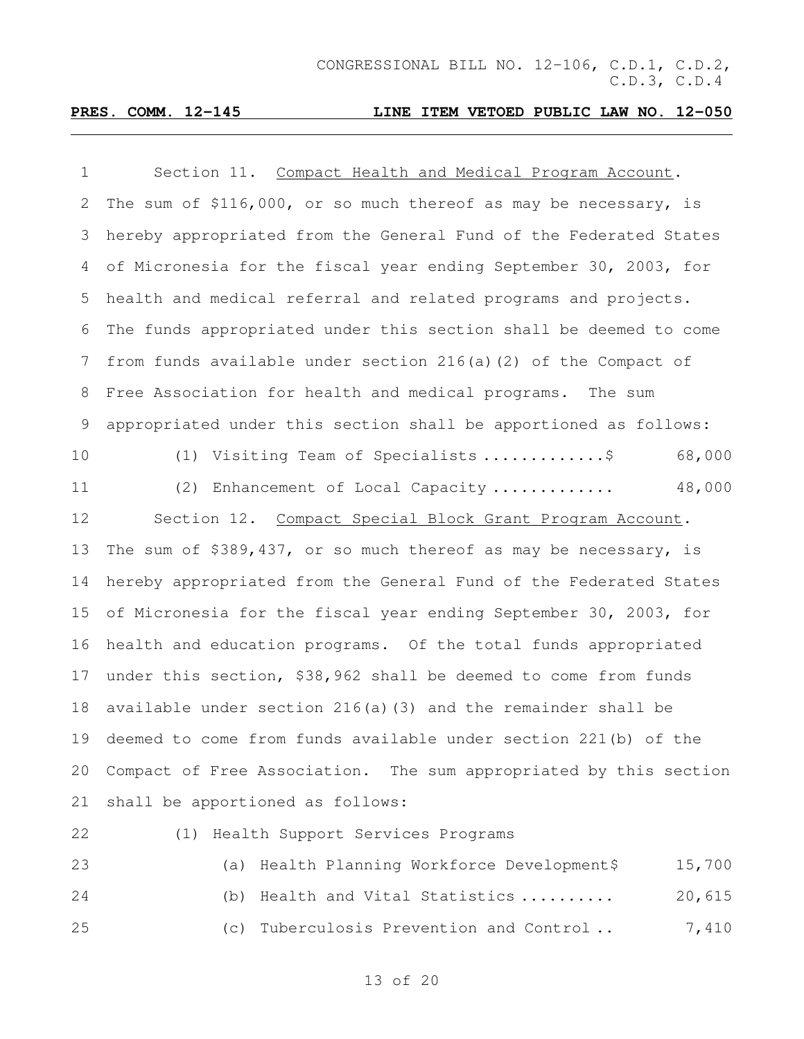Section 11. Compact Health and Medical Program Account. The sum of \$116,000, or so much thereof as may be necessary, is hereby appropriated from the General Fund of the Federated States of Micronesia for the fiscal year ending September 30, 2003, for health and medical referral and related programs and projects. The funds appropriated under this section shall be deemed to come from funds available under section 216(a)(2) of the Compact of Free Association for health and medical programs. The sum appropriated under this section shall be apportioned as follows:

(1) Visiting Team of Specialists ............\$ 68,000

(2) Enhancement of Local Capacity ............ 48,000

Section 12. Compact Special Block Grant Program Account. The sum of \$389,437, or so much thereof as may be necessary, is hereby appropriated from the General Fund of the Federated States of Micronesia for the fiscal year ending September 30, 2003, for health and education programs. Of the total funds appropriated under this section, \$38,962 shall be deemed to come from funds available under section 216(a)(3) and the remainder shall be deemed to come from funds available under section 221(b) of the Compact of Free Association. The sum appropriated by this section shall be apportioned as follows:

(1) Health Support Services Programs

(a) Health Planning Workforce Development\$ 15,700

(b) Health and Vital Statistics .......... 20,615

(c) Tuberculosis Prevention and Control .. 7,410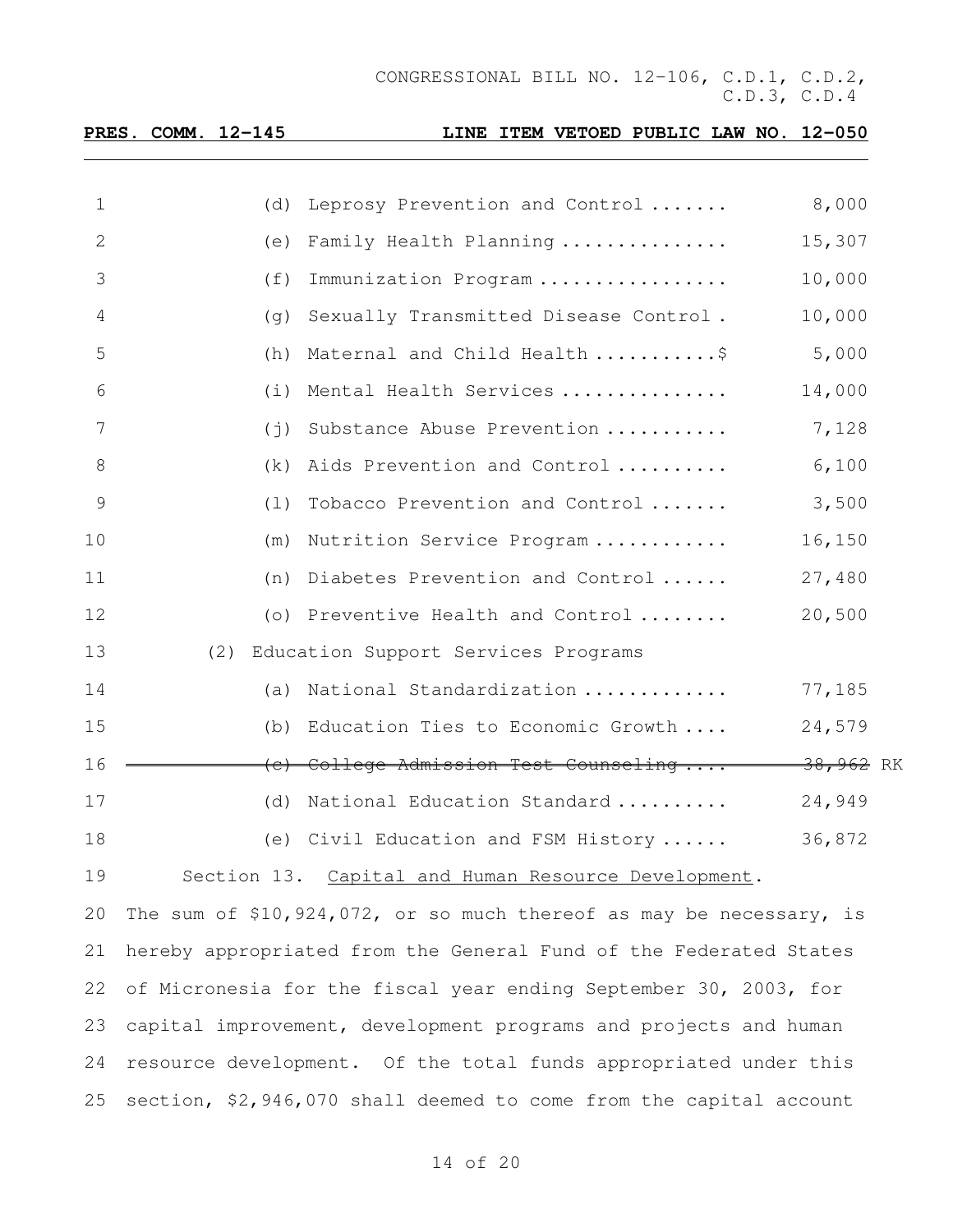(d) Leprosy Prevention and Control ....... 8,000

(e) Family Health Planning ............... 15,307

(f) Immunization Program ................. 10,000

(g) Sexually Transmitted Disease Control . 10,000

(h) Maternal and Child Health ...........$ 5,000

(i) Mental Health Services ............... 14,000

(j) Substance Abuse Prevention ........... 7,128

(k) Aids Prevention and Control .......... 6,100

(l) Tobacco Prevention and Control ....... 3,500

(m) Nutrition Service Program ............ 16,150

(n) Diabetes Prevention and Control ...... 27,480

(o) Preventive Health and Control ........ 20,500

(2) Education Support Services Programs

(a) National Standardization ............. 77,185

(b) Education Ties to Economic Growth .... 24,579

~~(c) College Admission Test Counseling .... 38,962~~ RK

(d) National Education Standard .......... 24,949

(e) Civil Education and FSM History ...... 36,872

Section 13. Capital and Human Resource Development. The sum of $10,924,072, or so much thereof as may be necessary, is hereby appropriated from the General Fund of the Federated States of Micronesia for the fiscal year ending September 30, 2003, for capital improvement, development programs and projects and human resource development. Of the total funds appropriated under this section, $2,946,070 shall deemed to come from the capital account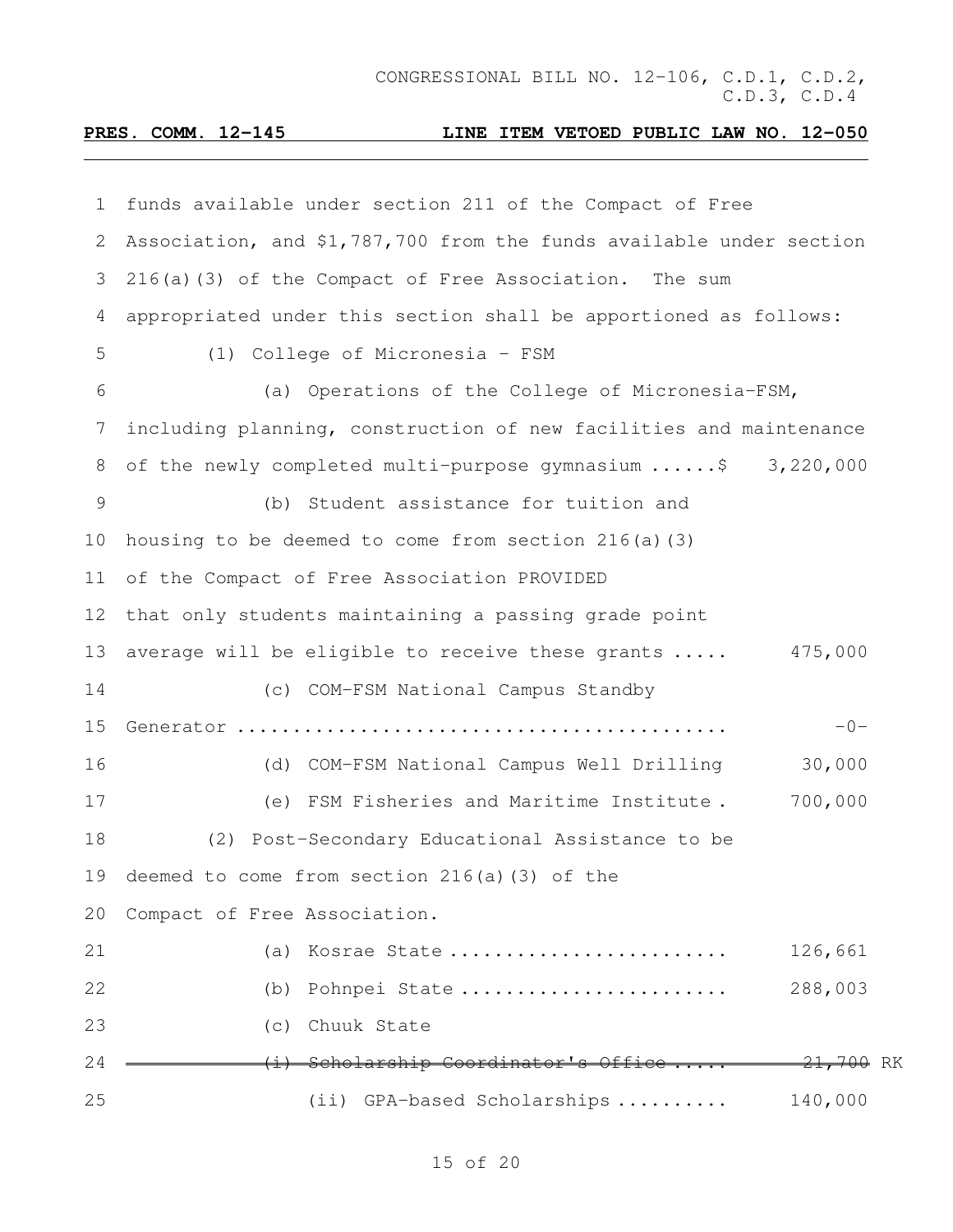funds available under section 211 of the Compact of Free Association, and $1,787,700 from the funds available under section 216(a)(3) of the Compact of Free Association. The sum appropriated under this section shall be apportioned as follows:

(1) College of Micronesia - FSM

(a) Operations of the College of Micronesia-FSM, including planning, construction of new facilities and maintenance of the newly completed multi-purpose gymnasium ......$ 3,220,000

(b) Student assistance for tuition and housing to be deemed to come from section 216(a)(3) of the Compact of Free Association PROVIDED that only students maintaining a passing grade point average will be eligible to receive these grants ..... 475,000

(c) COM-FSM National Campus Standby Generator ........................................... -0-

(d) COM-FSM National Campus Well Drilling 30,000

(e) FSM Fisheries and Maritime Institute . 700,000

(2) Post-Secondary Educational Assistance to be deemed to come from section 216(a)(3) of the Compact of Free Association.

(a) Kosrae State ......................... 126,661

(b) Pohnpei State ........................ 288,003

(c) Chuuk State

~~(i) Scholarship Coordinator's Office ..... 21,700~~ RK

(ii) GPA-based Scholarships .......... 140,000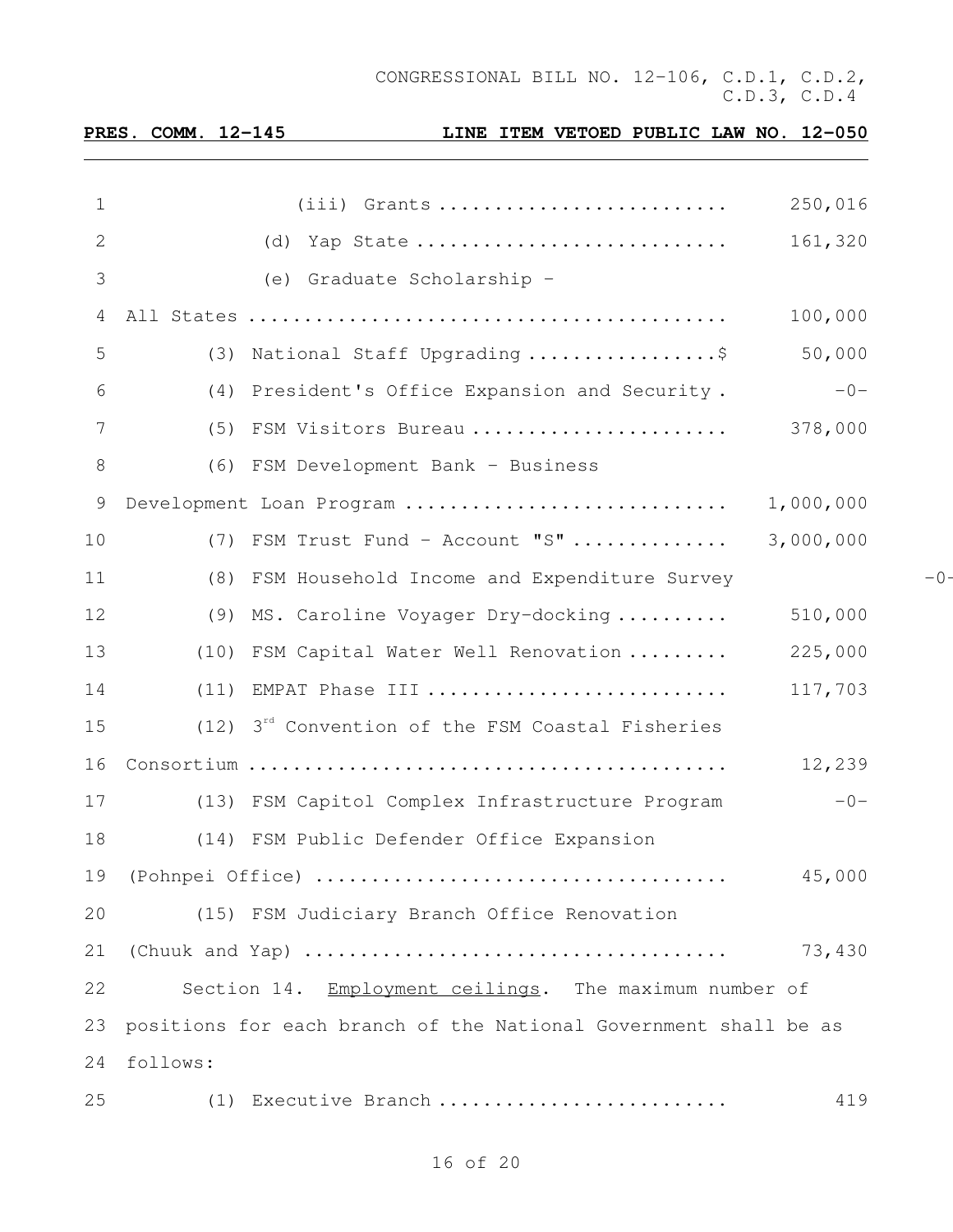(iii) Grants .......................... 250,016

(d) Yap State ........................... 161,320

(e) Graduate Scholarship -

All States .......................................... 100,000

(3) National Staff Upgrading .................$ 50,000

(4) President's Office Expansion and Security . -0-

(5) FSM Visitors Bureau ....................... 378,000

(6) FSM Development Bank - Business

Development Loan Program ............................ 1,000,000

(7) FSM Trust Fund - Account "S" ............. 3,000,000

(8) FSM Household Income and Expenditure Survey -0-

(9) MS. Caroline Voyager Dry-docking .......... 510,000

(10) FSM Capital Water Well Renovation ......... 225,000

(11) EMPAT Phase III .......................... 117,703

(12) 3rd Convention of the FSM Coastal Fisheries

Consortium .......................................... 12,239

(13) FSM Capitol Complex Infrastructure Program -0-

(14) FSM Public Defender Office Expansion

(Pohnpei Office) .................................... 45,000

(15) FSM Judiciary Branch Office Renovation

(Chuuk and Yap) ..................................... 73,430

Section 14. Employment ceilings. The maximum number of positions for each branch of the National Government shall be as follows:

(1) Executive Branch .......................... 419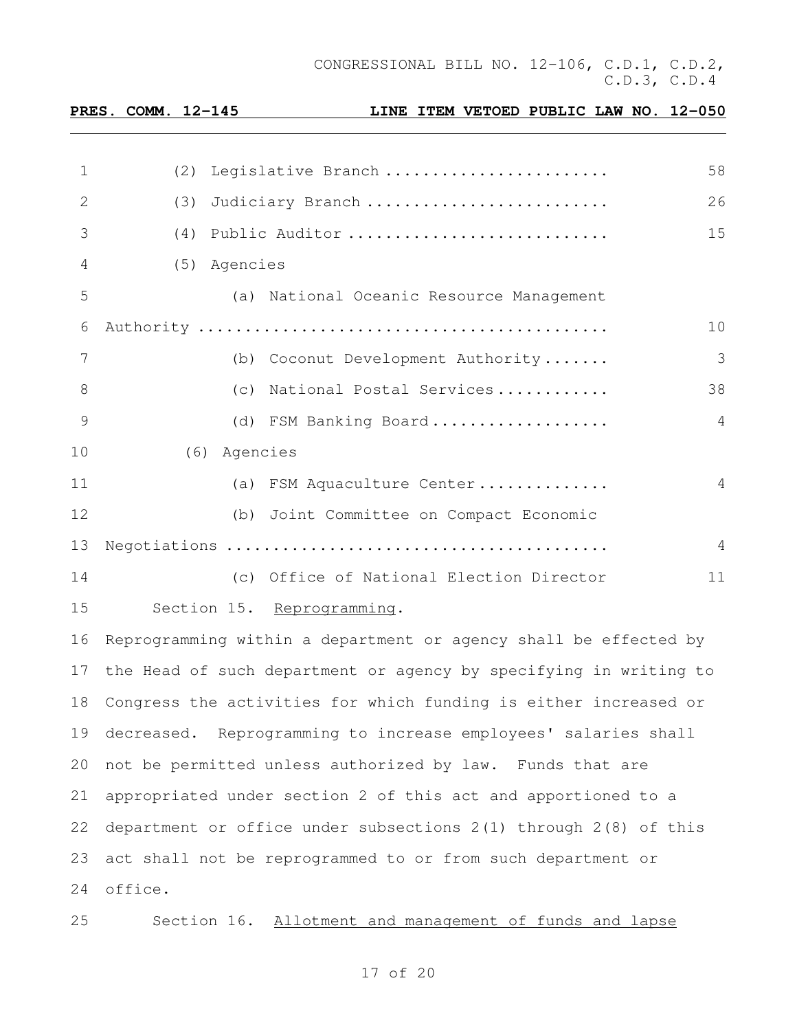CONGRESSIONAL BILL NO. 12-106, C.D.1, C.D.2, C.D.3, C.D.4

**PRES. COMM. 12-145 LINE ITEM VETOED PUBLIC LAW NO. 12-050**

(2) Legislative Branch ........................ 58

(3) Judiciary Branch .......................... 26

(4) Public Auditor ............................ 15

(5) Agencies

(a) National Oceanic Resource Management Authority ............................................ 10

(b) Coconut Development Authority ....... 3

(c) National Postal Services ............ 38

(d) FSM Banking Board ................... 4

(6) Agencies

(a) FSM Aquaculture Center .............. 4

(b) Joint Committee on Compact Economic Negotiations ......................................... 4

(c) Office of National Election Director 11

Section 15. Reprogramming.

Reprogramming within a department or agency shall be effected by the Head of such department or agency by specifying in writing to Congress the activities for which funding is either increased or decreased. Reprogramming to increase employees' salaries shall not be permitted unless authorized by law. Funds that are appropriated under section 2 of this act and apportioned to a department or office under subsections 2(1) through 2(8) of this act shall not be reprogrammed to or from such department or office.

Section 16. Allotment and management of funds and lapse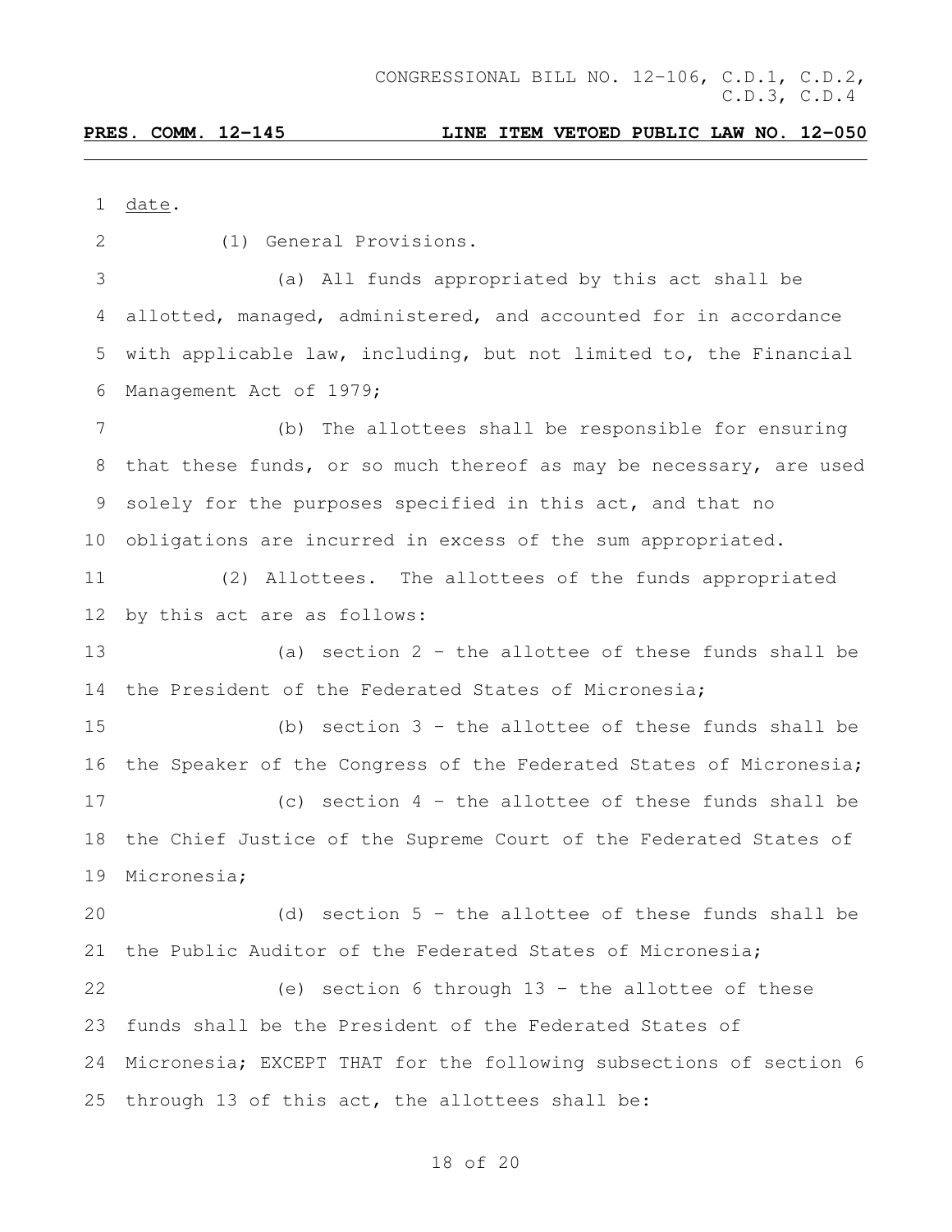date.

(1) General Provisions.

(a) All funds appropriated by this act shall be allotted, managed, administered, and accounted for in accordance with applicable law, including, but not limited to, the Financial Management Act of 1979;

(b) The allottees shall be responsible for ensuring that these funds, or so much thereof as may be necessary, are used solely for the purposes specified in this act, and that no obligations are incurred in excess of the sum appropriated.

(2) Allottees. The allottees of the funds appropriated by this act are as follows:

(a) section 2 – the allottee of these funds shall be the President of the Federated States of Micronesia;

(b) section 3 – the allottee of these funds shall be the Speaker of the Congress of the Federated States of Micronesia;

(c) section 4 – the allottee of these funds shall be the Chief Justice of the Supreme Court of the Federated States of Micronesia;

(d) section 5 – the allottee of these funds shall be the Public Auditor of the Federated States of Micronesia;

(e) section 6 through 13 – the allottee of these funds shall be the President of the Federated States of Micronesia; EXCEPT THAT for the following subsections of section 6 through 13 of this act, the allottees shall be: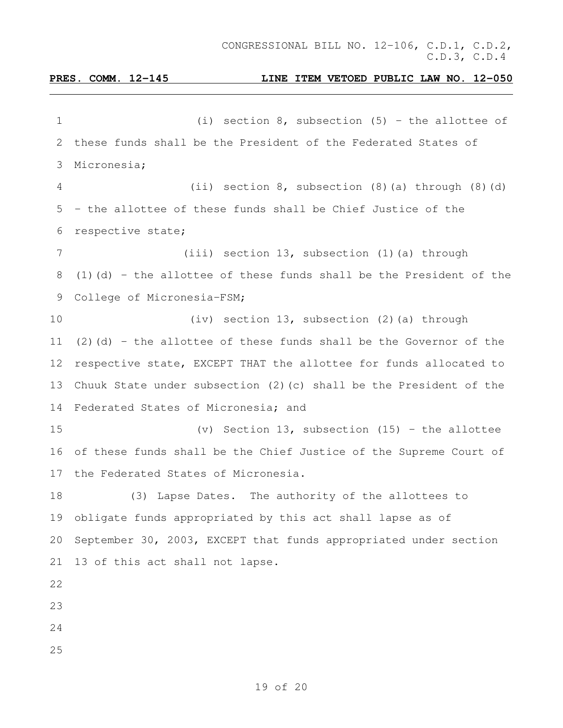(i) section 8, subsection (5) – the allottee of these funds shall be the President of the Federated States of Micronesia;

(ii) section 8, subsection (8)(a) through (8)(d) – the allottee of these funds shall be Chief Justice of the respective state;

(iii) section 13, subsection (1)(a) through (1)(d) – the allottee of these funds shall be the President of the College of Micronesia-FSM;

(iv) section 13, subsection (2)(a) through (2)(d) – the allottee of these funds shall be the Governor of the respective state, EXCEPT THAT the allottee for funds allocated to Chuuk State under subsection (2)(c) shall be the President of the Federated States of Micronesia; and

(v) Section 13, subsection (15) – the allottee of these funds shall be the Chief Justice of the Supreme Court of the Federated States of Micronesia.

(3) Lapse Dates. The authority of the allottees to obligate funds appropriated by this act shall lapse as of September 30, 2003, EXCEPT that funds appropriated under section 13 of this act shall not lapse.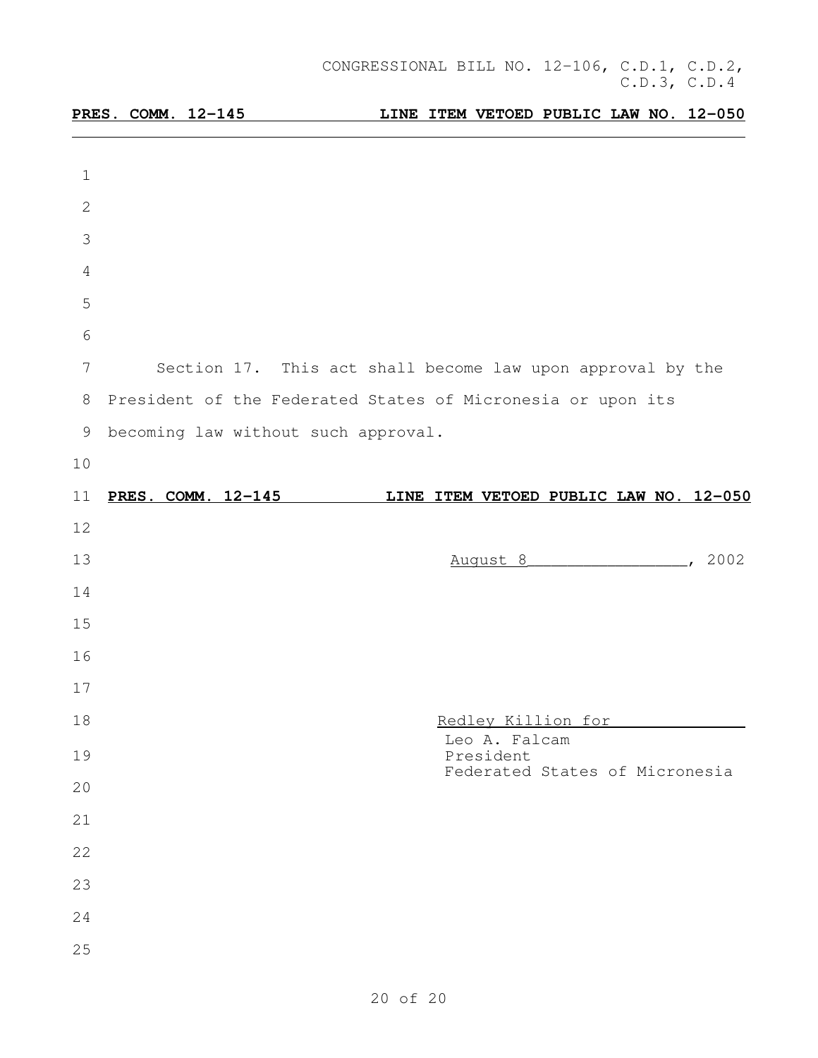Section 17. This act shall become law upon approval by the President of the Federated States of Micronesia or upon its becoming law without such approval.

**PRES. COMM. 12-145 LINE ITEM VETOED PUBLIC LAW NO. 12-050**

August 8, 2002

Redley Killion for
Leo A. Falcam
President
Federated States of Micronesia